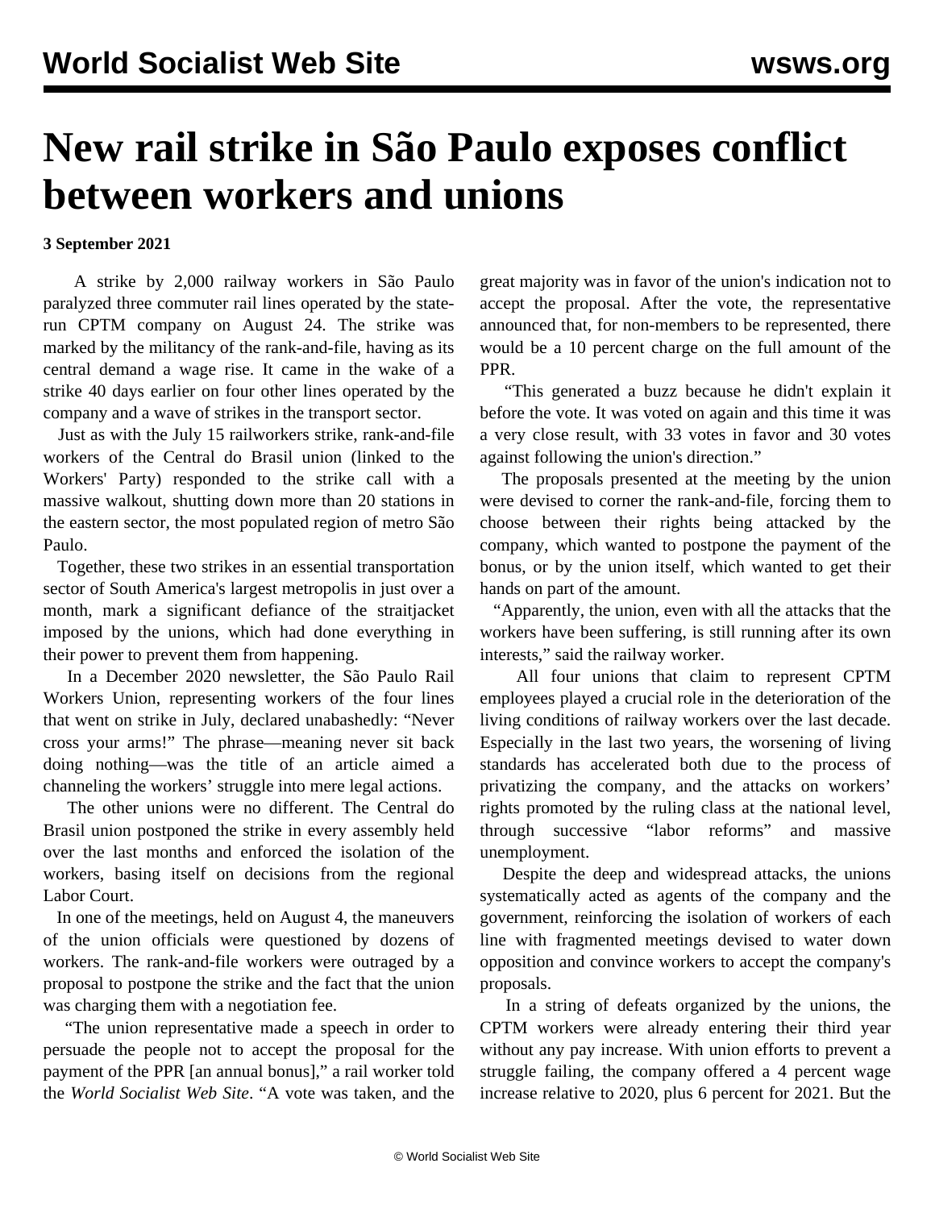# New rail strike in São Paulo exposes conflict between workers and unions

**3 September 2021**

A strike by 2,000 railway workers in São Paulo paralyzed three commuter rail lines operated by the state-run CPTM company on August 24. The strike was marked by the militancy of the rank-and-file, having as its central demand a wage rise. It came in the wake of a strike 40 days earlier on four other lines operated by the company and a wave of strikes in the transport sector.

Just as with the July 15 railworkers strike, rank-and-file workers of the Central do Brasil union (linked to the Workers' Party) responded to the strike call with a massive walkout, shutting down more than 20 stations in the eastern sector, the most populated region of metro São Paulo.

Together, these two strikes in an essential transportation sector of South America's largest metropolis in just over a month, mark a significant defiance of the straitjacket imposed by the unions, which had done everything in their power to prevent them from happening.

In a December 2020 newsletter, the São Paulo Rail Workers Union, representing workers of the four lines that went on strike in July, declared unabashedly: "Never cross your arms!" The phrase—meaning never sit back doing nothing—was the title of an article aimed a channeling the workers' struggle into mere legal actions.

The other unions were no different. The Central do Brasil union postponed the strike in every assembly held over the last months and enforced the isolation of the workers, basing itself on decisions from the regional Labor Court.

In one of the meetings, held on August 4, the maneuvers of the union officials were questioned by dozens of workers. The rank-and-file workers were outraged by a proposal to postpone the strike and the fact that the union was charging them with a negotiation fee.

"The union representative made a speech in order to persuade the people not to accept the proposal for the payment of the PPR [an annual bonus]," a rail worker told the *World Socialist Web Site*. "A vote was taken, and the great majority was in favor of the union's indication not to accept the proposal. After the vote, the representative announced that, for non-members to be represented, there would be a 10 percent charge on the full amount of the PPR.

"This generated a buzz because he didn't explain it before the vote. It was voted on again and this time it was a very close result, with 33 votes in favor and 30 votes against following the union's direction."

The proposals presented at the meeting by the union were devised to corner the rank-and-file, forcing them to choose between their rights being attacked by the company, which wanted to postpone the payment of the bonus, or by the union itself, which wanted to get their hands on part of the amount.

"Apparently, the union, even with all the attacks that the workers have been suffering, is still running after its own interests," said the railway worker.

All four unions that claim to represent CPTM employees played a crucial role in the deterioration of the living conditions of railway workers over the last decade. Especially in the last two years, the worsening of living standards has accelerated both due to the process of privatizing the company, and the attacks on workers' rights promoted by the ruling class at the national level, through successive "labor reforms" and massive unemployment.

Despite the deep and widespread attacks, the unions systematically acted as agents of the company and the government, reinforcing the isolation of workers of each line with fragmented meetings devised to water down opposition and convince workers to accept the company's proposals.

In a string of defeats organized by the unions, the CPTM workers were already entering their third year without any pay increase. With union efforts to prevent a struggle failing, the company offered a 4 percent wage increase relative to 2020, plus 6 percent for 2021. But the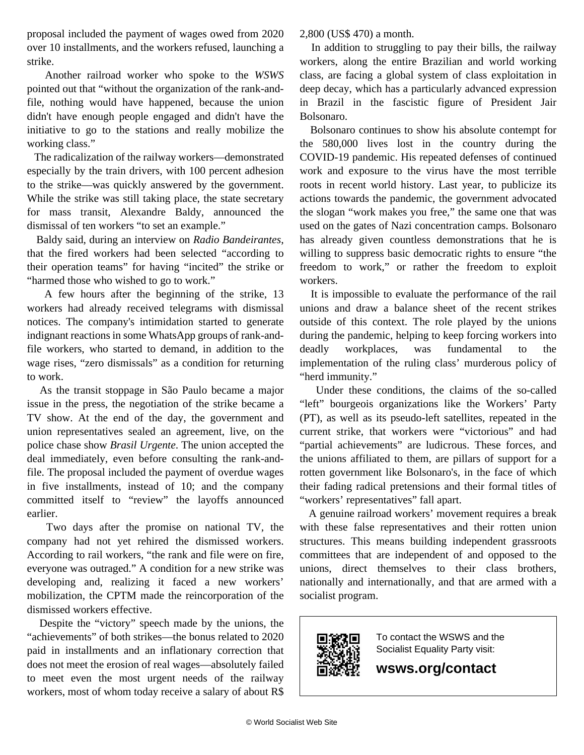proposal included the payment of wages owed from 2020 over 10 installments, and the workers refused, launching a strike.

Another railroad worker who spoke to the *WSWS* pointed out that "without the organization of the rank-and-file, nothing would have happened, because the union didn't have enough people engaged and didn't have the initiative to go to the stations and really mobilize the working class."

The radicalization of the railway workers—demonstrated especially by the train drivers, with 100 percent adhesion to the strike—was quickly answered by the government. While the strike was still taking place, the state secretary for mass transit, Alexandre Baldy, announced the dismissal of ten workers "to set an example."

Baldy said, during an interview on *Radio Bandeirantes*, that the fired workers had been selected "according to their operation teams" for having "incited" the strike or "harmed those who wished to go to work."

A few hours after the beginning of the strike, 13 workers had already received telegrams with dismissal notices. The company's intimidation started to generate indignant reactions in some WhatsApp groups of rank-and-file workers, who started to demand, in addition to the wage rises, "zero dismissals" as a condition for returning to work.

As the transit stoppage in São Paulo became a major issue in the press, the negotiation of the strike became a TV show. At the end of the day, the government and union representatives sealed an agreement, live, on the police chase show *Brasil Urgente*. The union accepted the deal immediately, even before consulting the rank-and-file. The proposal included the payment of overdue wages in five installments, instead of 10; and the company committed itself to "review" the layoffs announced earlier.

Two days after the promise on national TV, the company had not yet rehired the dismissed workers. According to rail workers, "the rank and file were on fire, everyone was outraged." A condition for a new strike was developing and, realizing it faced a new workers' mobilization, the CPTM made the reincorporation of the dismissed workers effective.

Despite the "victory" speech made by the unions, the "achievements" of both strikes—the bonus related to 2020 paid in installments and an inflationary correction that does not meet the erosion of real wages—absolutely failed to meet even the most urgent needs of the railway workers, most of whom today receive a salary of about R$ 2,800 (US$ 470) a month.

In addition to struggling to pay their bills, the railway workers, along the entire Brazilian and world working class, are facing a global system of class exploitation in deep decay, which has a particularly advanced expression in Brazil in the fascistic figure of President Jair Bolsonaro.

Bolsonaro continues to show his absolute contempt for the 580,000 lives lost in the country during the COVID-19 pandemic. His repeated defenses of continued work and exposure to the virus have the most terrible roots in recent world history. Last year, to publicize its actions towards the pandemic, the government advocated the slogan "work makes you free," the same one that was used on the gates of Nazi concentration camps. Bolsonaro has already given countless demonstrations that he is willing to suppress basic democratic rights to ensure "the freedom to work," or rather the freedom to exploit workers.

It is impossible to evaluate the performance of the rail unions and draw a balance sheet of the recent strikes outside of this context. The role played by the unions during the pandemic, helping to keep forcing workers into deadly workplaces, was fundamental to the implementation of the ruling class' murderous policy of "herd immunity."

Under these conditions, the claims of the so-called "left" bourgeois organizations like the Workers' Party (PT), as well as its pseudo-left satellites, repeated in the current strike, that workers were "victorious" and had "partial achievements" are ludicrous. These forces, and the unions affiliated to them, are pillars of support for a rotten government like Bolsonaro's, in the face of which their fading radical pretensions and their formal titles of "workers' representatives" fall apart.

A genuine railroad workers' movement requires a break with these false representatives and their rotten union structures. This means building independent grassroots committees that are independent of and opposed to the unions, direct themselves to their class brothers, nationally and internationally, and that are armed with a socialist program.

To contact the WSWS and the Socialist Equality Party visit:

**wsws.org/contact**